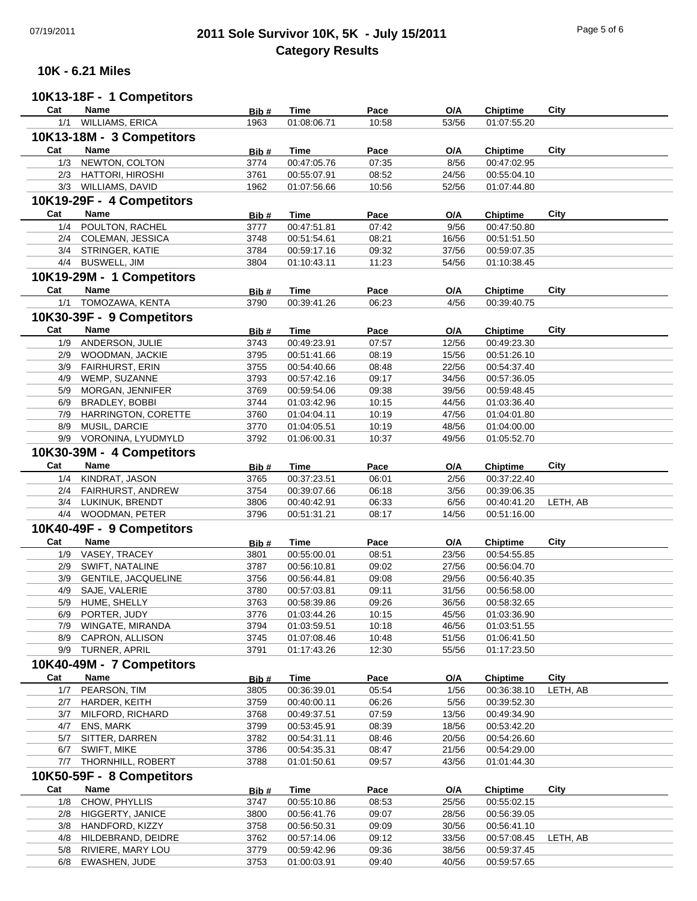# 2011 Sole Survivor 10K, 5K - July 15/2011
## Category Results

### 10K - 6.21 Miles

#### 10K13-18F - 1 Competitors

| Cat | Name | Bib # | Time | Pace | O/A | Chiptime | City |
|---|---|---|---|---|---|---|---|
| 1/1 | WILLIAMS, ERICA | 1963 | 01:08:06.71 | 10:58 | 53/56 | 01:07:55.20 | |

#### 10K13-18M - 3 Competitors

| Cat | Name | Bib # | Time | Pace | O/A | Chiptime | City |
|---|---|---|---|---|---|---|---|
| 1/3 | NEWTON, COLTON | 3774 | 00:47:05.76 | 07:35 | 8/56 | 00:47:02.95 | |
| 2/3 | HATTORI, HIROSHI | 3761 | 00:55:07.91 | 08:52 | 24/56 | 00:55:04.10 | |
| 3/3 | WILLIAMS, DAVID | 1962 | 01:07:56.66 | 10:56 | 52/56 | 01:07:44.80 | |

#### 10K19-29F - 4 Competitors

| Cat | Name | Bib # | Time | Pace | O/A | Chiptime | City |
|---|---|---|---|---|---|---|---|
| 1/4 | POULTON, RACHEL | 3777 | 00:47:51.81 | 07:42 | 9/56 | 00:47:50.80 | |
| 2/4 | COLEMAN, JESSICA | 3748 | 00:51:54.61 | 08:21 | 16/56 | 00:51:51.50 | |
| 3/4 | STRINGER, KATIE | 3784 | 00:59:17.16 | 09:32 | 37/56 | 00:59:07.35 | |
| 4/4 | BUSWELL, JIM | 3804 | 01:10:43.11 | 11:23 | 54/56 | 01:10:38.45 | |

#### 10K19-29M - 1 Competitors

| Cat | Name | Bib # | Time | Pace | O/A | Chiptime | City |
|---|---|---|---|---|---|---|---|
| 1/1 | TOMOZAWA, KENTA | 3790 | 00:39:41.26 | 06:23 | 4/56 | 00:39:40.75 | |

#### 10K30-39F - 9 Competitors

| Cat | Name | Bib # | Time | Pace | O/A | Chiptime | City |
|---|---|---|---|---|---|---|---|
| 1/9 | ANDERSON, JULIE | 3743 | 00:49:23.91 | 07:57 | 12/56 | 00:49:23.30 | |
| 2/9 | WOODMAN, JACKIE | 3795 | 00:51:41.66 | 08:19 | 15/56 | 00:51:26.10 | |
| 3/9 | FAIRHURST, ERIN | 3755 | 00:54:40.66 | 08:48 | 22/56 | 00:54:37.40 | |
| 4/9 | WEMP, SUZANNE | 3793 | 00:57:42.16 | 09:17 | 34/56 | 00:57:36.05 | |
| 5/9 | MORGAN, JENNIFER | 3769 | 00:59:54.06 | 09:38 | 39/56 | 00:59:48.45 | |
| 6/9 | BRADLEY, BOBBI | 3744 | 01:03:42.96 | 10:15 | 44/56 | 01:03:36.40 | |
| 7/9 | HARRINGTON, CORETTE | 3760 | 01:04:04.11 | 10:19 | 47/56 | 01:04:01.80 | |
| 8/9 | MUSIL, DARCIE | 3770 | 01:04:05.51 | 10:19 | 48/56 | 01:04:00.00 | |
| 9/9 | VORONINA, LYUDMYLD | 3792 | 01:06:00.31 | 10:37 | 49/56 | 01:05:52.70 | |

#### 10K30-39M - 4 Competitors

| Cat | Name | Bib # | Time | Pace | O/A | Chiptime | City |
|---|---|---|---|---|---|---|---|
| 1/4 | KINDRAT, JASON | 3765 | 00:37:23.51 | 06:01 | 2/56 | 00:37:22.40 | |
| 2/4 | FAIRHURST, ANDREW | 3754 | 00:39:07.66 | 06:18 | 3/56 | 00:39:06.35 | |
| 3/4 | LUKINUK, BRENDT | 3806 | 00:40:42.91 | 06:33 | 6/56 | 00:40:41.20 | LETH, AB |
| 4/4 | WOODMAN, PETER | 3796 | 00:51:31.21 | 08:17 | 14/56 | 00:51:16.00 | |

#### 10K40-49F - 9 Competitors

| Cat | Name | Bib # | Time | Pace | O/A | Chiptime | City |
|---|---|---|---|---|---|---|---|
| 1/9 | VASEY, TRACEY | 3801 | 00:55:00.01 | 08:51 | 23/56 | 00:54:55.85 | |
| 2/9 | SWIFT, NATALINE | 3787 | 00:56:10.81 | 09:02 | 27/56 | 00:56:04.70 | |
| 3/9 | GENTILE, JACQUELINE | 3756 | 00:56:44.81 | 09:08 | 29/56 | 00:56:40.35 | |
| 4/9 | SAJE, VALERIE | 3780 | 00:57:03.81 | 09:11 | 31/56 | 00:56:58.00 | |
| 5/9 | HUME, SHELLY | 3763 | 00:58:39.86 | 09:26 | 36/56 | 00:58:32.65 | |
| 6/9 | PORTER, JUDY | 3776 | 01:03:44.26 | 10:15 | 45/56 | 01:03:36.90 | |
| 7/9 | WINGATE, MIRANDA | 3794 | 01:03:59.51 | 10:18 | 46/56 | 01:03:51.55 | |
| 8/9 | CAPRON, ALLISON | 3745 | 01:07:08.46 | 10:48 | 51/56 | 01:06:41.50 | |
| 9/9 | TURNER, APRIL | 3791 | 01:17:43.26 | 12:30 | 55/56 | 01:17:23.50 | |

#### 10K40-49M - 7 Competitors

| Cat | Name | Bib # | Time | Pace | O/A | Chiptime | City |
|---|---|---|---|---|---|---|---|
| 1/7 | PEARSON, TIM | 3805 | 00:36:39.01 | 05:54 | 1/56 | 00:36:38.10 | LETH, AB |
| 2/7 | HARDER, KEITH | 3759 | 00:40:00.11 | 06:26 | 5/56 | 00:39:52.30 | |
| 3/7 | MILFORD, RICHARD | 3768 | 00:49:37.51 | 07:59 | 13/56 | 00:49:34.90 | |
| 4/7 | ENS, MARK | 3799 | 00:53:45.91 | 08:39 | 18/56 | 00:53:42.20 | |
| 5/7 | SITTER, DARREN | 3782 | 00:54:31.11 | 08:46 | 20/56 | 00:54:26.60 | |
| 6/7 | SWIFT, MIKE | 3786 | 00:54:35.31 | 08:47 | 21/56 | 00:54:29.00 | |
| 7/7 | THORNHILL, ROBERT | 3788 | 01:01:50.61 | 09:57 | 43/56 | 01:01:44.30 | |

#### 10K50-59F - 8 Competitors

| Cat | Name | Bib # | Time | Pace | O/A | Chiptime | City |
|---|---|---|---|---|---|---|---|
| 1/8 | CHOW, PHYLLIS | 3747 | 00:55:10.86 | 08:53 | 25/56 | 00:55:02.15 | |
| 2/8 | HIGGERTY, JANICE | 3800 | 00:56:41.76 | 09:07 | 28/56 | 00:56:39.05 | |
| 3/8 | HANDFORD, KIZZY | 3758 | 00:56:50.31 | 09:09 | 30/56 | 00:56:41.10 | |
| 4/8 | HILDEBRAND, DEIDRE | 3762 | 00:57:14.06 | 09:12 | 33/56 | 00:57:08.45 | LETH, AB |
| 5/8 | RIVIERE, MARY LOU | 3779 | 00:59:42.96 | 09:36 | 38/56 | 00:59:37.45 | |
| 6/8 | EWASHEN, JUDE | 3753 | 01:00:03.91 | 09:40 | 40/56 | 00:59:57.65 | |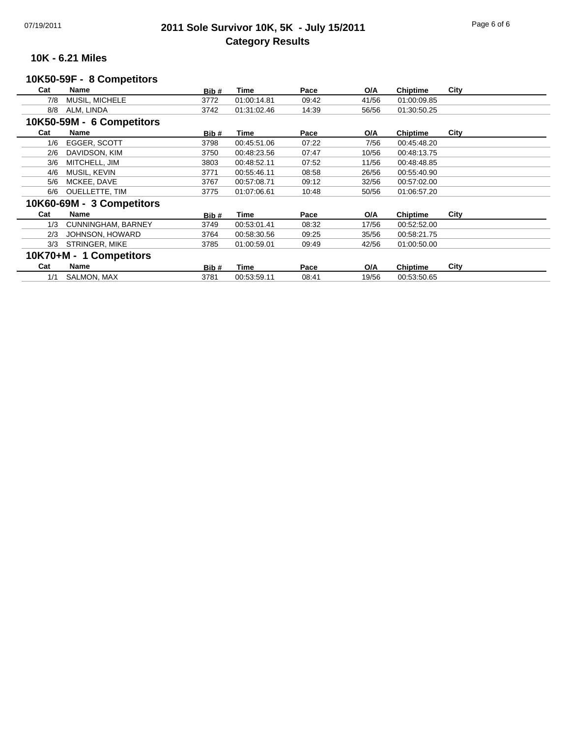# 2011 Sole Survivor 10K, 5K - July 15/2011
## Category Results

### 10K - 6.21 Miles

### 10K50-59F - 8 Competitors

| Cat | Name | Bib # | Time | Pace | O/A | Chiptime | City |
|---|---|---|---|---|---|---|---|
| 7/8 | MUSIL, MICHELE | 3772 | 01:00:14.81 | 09:42 | 41/56 | 01:00:09.85 | |
| 8/8 | ALM, LINDA | 3742 | 01:31:02.46 | 14:39 | 56/56 | 01:30:50.25 | |

### 10K50-59M - 6 Competitors

| Cat | Name | Bib # | Time | Pace | O/A | Chiptime | City |
|---|---|---|---|---|---|---|---|
| 1/6 | EGGER, SCOTT | 3798 | 00:45:51.06 | 07:22 | 7/56 | 00:45:48.20 | |
| 2/6 | DAVIDSON, KIM | 3750 | 00:48:23.56 | 07:47 | 10/56 | 00:48:13.75 | |
| 3/6 | MITCHELL, JIM | 3803 | 00:48:52.11 | 07:52 | 11/56 | 00:48:48.85 | |
| 4/6 | MUSIL, KEVIN | 3771 | 00:55:46.11 | 08:58 | 26/56 | 00:55:40.90 | |
| 5/6 | MCKEE, DAVE | 3767 | 00:57:08.71 | 09:12 | 32/56 | 00:57:02.00 | |
| 6/6 | OUELLETTE, TIM | 3775 | 01:07:06.61 | 10:48 | 50/56 | 01:06:57.20 | |

### 10K60-69M - 3 Competitors

| Cat | Name | Bib # | Time | Pace | O/A | Chiptime | City |
|---|---|---|---|---|---|---|---|
| 1/3 | CUNNINGHAM, BARNEY | 3749 | 00:53:01.41 | 08:32 | 17/56 | 00:52:52.00 | |
| 2/3 | JOHNSON, HOWARD | 3764 | 00:58:30.56 | 09:25 | 35/56 | 00:58:21.75 | |
| 3/3 | STRINGER, MIKE | 3785 | 01:00:59.01 | 09:49 | 42/56 | 01:00:50.00 | |

### 10K70+M - 1 Competitors

| Cat | Name | Bib # | Time | Pace | O/A | Chiptime | City |
|---|---|---|---|---|---|---|---|
| 1/1 | SALMON, MAX | 3781 | 00:53:59.11 | 08:41 | 19/56 | 00:53:50.65 | |